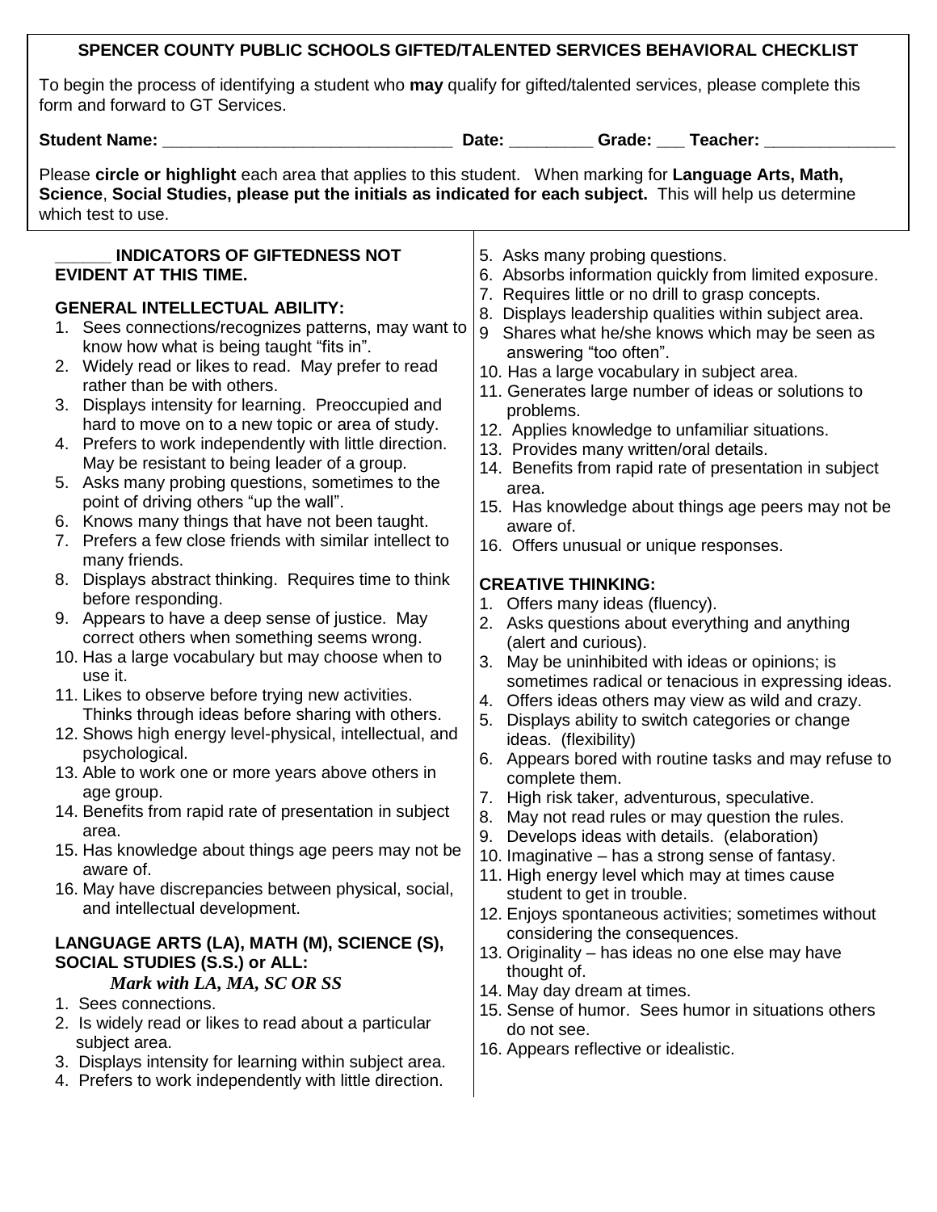## SPENCER COUNTY PUBLIC SCHOOLS GIFTED/TALENTED SERVICES BEHAVIORAL CHECKLIST

To begin the process of identifying a student who **may** qualify for gifted/talented services, please complete this form and forward to GT Services.

**Student Name:** _______________________________ **Date:** _________ **Grade:** ___ **Teacher:** ______________

Please **circle or highlight** each area that applies to this student. When marking for **Language Arts, Math, Science**, **Social Studies, please put the initials as indicated for each subject.** This will help us determine which test to use.

**______ INDICATORS OF GIFTEDNESS NOT EVIDENT AT THIS TIME.**

### GENERAL INTELLECTUAL ABILITY:

1. Sees connections/recognizes patterns, may want to know how what is being taught "fits in".
2. Widely read or likes to read. May prefer to read rather than be with others.
3. Displays intensity for learning. Preoccupied and hard to move on to a new topic or area of study.
4. Prefers to work independently with little direction. May be resistant to being leader of a group.
5. Asks many probing questions, sometimes to the point of driving others "up the wall".
6. Knows many things that have not been taught.
7. Prefers a few close friends with similar intellect to many friends.
8. Displays abstract thinking. Requires time to think before responding.
9. Appears to have a deep sense of justice. May correct others when something seems wrong.
10. Has a large vocabulary but may choose when to use it.
11. Likes to observe before trying new activities. Thinks through ideas before sharing with others.
12. Shows high energy level-physical, intellectual, and psychological.
13. Able to work one or more years above others in age group.
14. Benefits from rapid rate of presentation in subject area.
15. Has knowledge about things age peers may not be aware of.
16. May have discrepancies between physical, social, and intellectual development.

### LANGUAGE ARTS (LA), MATH (M), SCIENCE (S), SOCIAL STUDIES (S.S.) or ALL:

*Mark with LA, MA, SC OR SS*

1. Sees connections.
2. Is widely read or likes to read about a particular subject area.
3. Displays intensity for learning within subject area.
4. Prefers to work independently with little direction.
5. Asks many probing questions.
6. Absorbs information quickly from limited exposure.
7. Requires little or no drill to grasp concepts.
8. Displays leadership qualities within subject area.
9. Shares what he/she knows which may be seen as answering "too often".
10. Has a large vocabulary in subject area.
11. Generates large number of ideas or solutions to problems.
12. Applies knowledge to unfamiliar situations.
13. Provides many written/oral details.
14. Benefits from rapid rate of presentation in subject area.
15. Has knowledge about things age peers may not be aware of.
16. Offers unusual or unique responses.

### CREATIVE THINKING:

1. Offers many ideas (fluency).
2. Asks questions about everything and anything (alert and curious).
3. May be uninhibited with ideas or opinions; is sometimes radical or tenacious in expressing ideas.
4. Offers ideas others may view as wild and crazy.
5. Displays ability to switch categories or change ideas. (flexibility)
6. Appears bored with routine tasks and may refuse to complete them.
7. High risk taker, adventurous, speculative.
8. May not read rules or may question the rules.
9. Develops ideas with details. (elaboration)
10. Imaginative – has a strong sense of fantasy.
11. High energy level which may at times cause student to get in trouble.
12. Enjoys spontaneous activities; sometimes without considering the consequences.
13. Originality – has ideas no one else may have thought of.
14. May day dream at times.
15. Sense of humor. Sees humor in situations others do not see.
16. Appears reflective or idealistic.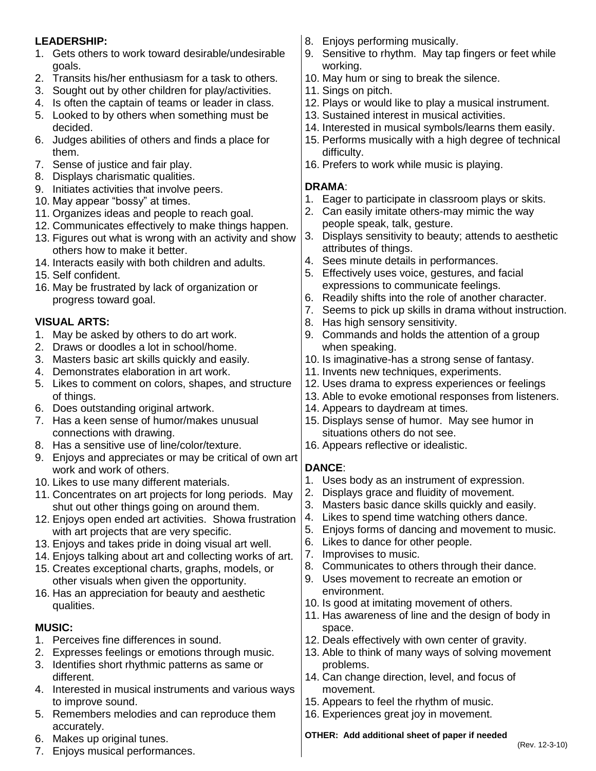**LEADERSHIP:**

1. Gets others to work toward desirable/undesirable goals.
2. Transits his/her enthusiasm for a task to others.
3. Sought out by other children for play/activities.
4. Is often the captain of teams or leader in class.
5. Looked to by others when something must be decided.
6. Judges abilities of others and finds a place for them.
7. Sense of justice and fair play.
8. Displays charismatic qualities.
9. Initiates activities that involve peers.
10. May appear "bossy" at times.
11. Organizes ideas and people to reach goal.
12. Communicates effectively to make things happen.
13. Figures out what is wrong with an activity and show others how to make it better.
14. Interacts easily with both children and adults.
15. Self confident.
16. May be frustrated by lack of organization or progress toward goal.

**VISUAL ARTS:**

1. May be asked by others to do art work.
2. Draws or doodles a lot in school/home.
3. Masters basic art skills quickly and easily.
4. Demonstrates elaboration in art work.
5. Likes to comment on colors, shapes, and structure of things.
6. Does outstanding original artwork.
7. Has a keen sense of humor/makes unusual connections with drawing.
8. Has a sensitive use of line/color/texture.
9. Enjoys and appreciates or may be critical of own art work and work of others.
10. Likes to use many different materials.
11. Concentrates on art projects for long periods. May shut out other things going on around them.
12. Enjoys open ended art activities. Showa frustration with art projects that are very specific.
13. Enjoys and takes pride in doing visual art well.
14. Enjoys talking about art and collecting works of art.
15. Creates exceptional charts, graphs, models, or other visuals when given the opportunity.
16. Has an appreciation for beauty and aesthetic qualities.

**MUSIC:**

1. Perceives fine differences in sound.
2. Expresses feelings or emotions through music.
3. Identifies short rhythmic patterns as same or different.
4. Interested in musical instruments and various ways to improve sound.
5. Remembers melodies and can reproduce them accurately.
6. Makes up original tunes.
7. Enjoys musical performances.
8. Enjoys performing musically.
9. Sensitive to rhythm. May tap fingers or feet while working.
10. May hum or sing to break the silence.
11. Sings on pitch.
12. Plays or would like to play a musical instrument.
13. Sustained interest in musical activities.
14. Interested in musical symbols/learns them easily.
15. Performs musically with a high degree of technical difficulty.
16. Prefers to work while music is playing.

**DRAMA**:

1. Eager to participate in classroom plays or skits.
2. Can easily imitate others-may mimic the way people speak, talk, gesture.
3. Displays sensitivity to beauty; attends to aesthetic attributes of things.
4. Sees minute details in performances.
5. Effectively uses voice, gestures, and facial expressions to communicate feelings.
6. Readily shifts into the role of another character.
7. Seems to pick up skills in drama without instruction.
8. Has high sensory sensitivity.
9. Commands and holds the attention of a group when speaking.
10. Is imaginative-has a strong sense of fantasy.
11. Invents new techniques, experiments.
12. Uses drama to express experiences or feelings
13. Able to evoke emotional responses from listeners.
14. Appears to daydream at times.
15. Displays sense of humor. May see humor in situations others do not see.
16. Appears reflective or idealistic.

**DANCE**:

1. Uses body as an instrument of expression.
2. Displays grace and fluidity of movement.
3. Masters basic dance skills quickly and easily.
4. Likes to spend time watching others dance.
5. Enjoys forms of dancing and movement to music.
6. Likes to dance for other people.
7. Improvises to music.
8. Communicates to others through their dance.
9. Uses movement to recreate an emotion or environment.
10. Is good at imitating movement of others.
11. Has awareness of line and the design of body in space.
12. Deals effectively with own center of gravity.
13. Able to think of many ways of solving movement problems.
14. Can change direction, level, and focus of movement.
15. Appears to feel the rhythm of music.
16. Experiences great joy in movement.

**OTHER: Add additional sheet of paper if needed**

(Rev. 12-3-10)